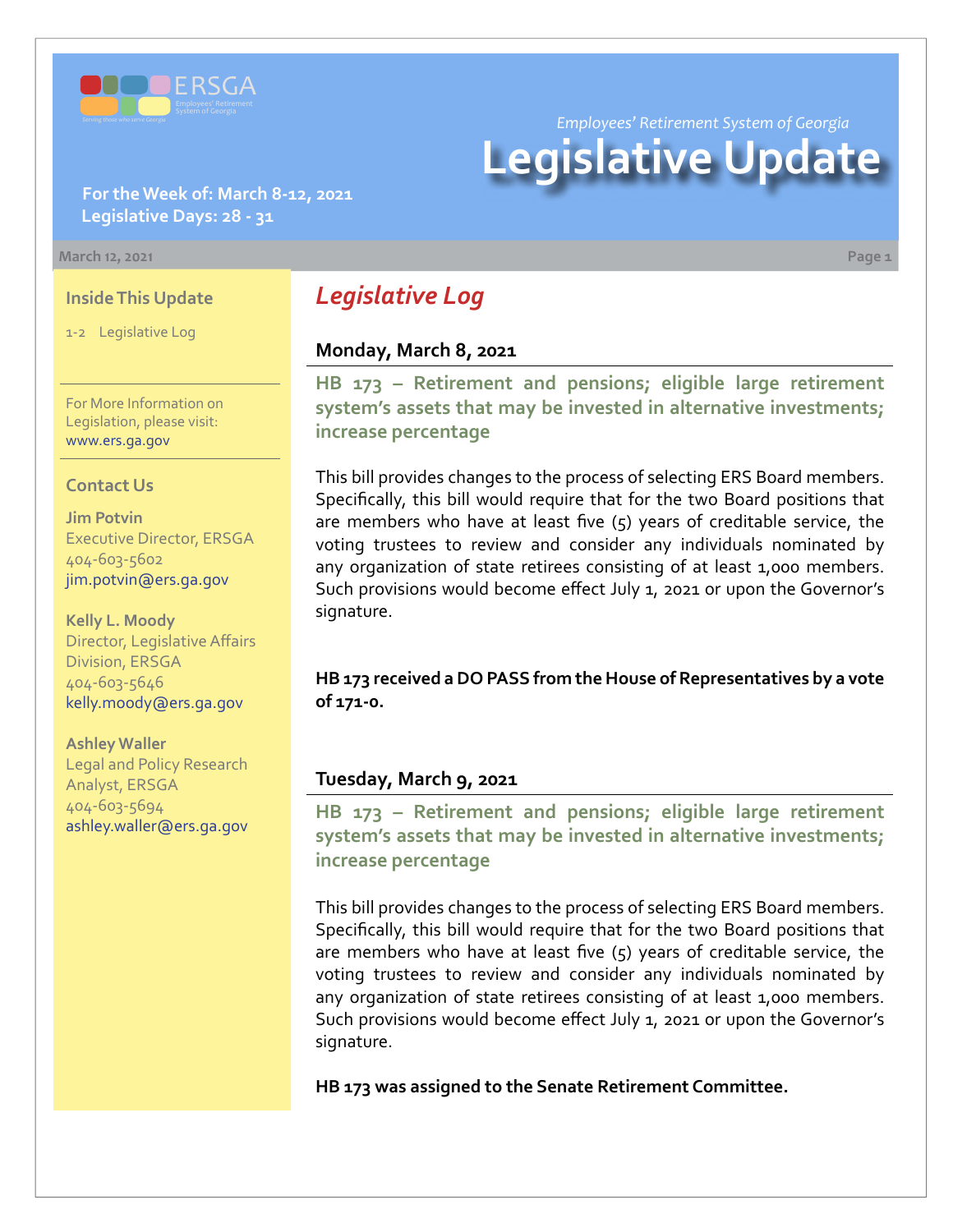ERSGA

Employees' Retirement System of Georgia

Serving those who serve Georgia

*Employees' Retirement System of Georgia*

# Legislative Update

**For the Week of: March 8-12, 2021**
**Legislative Days: 28 - 31**

March 12, 2021

### Inside This Update

1-2 Legislative Log

For More Information on Legislation, please visit: www.ers.ga.gov

### Contact Us

**Jim Potvin**
Executive Director, ERSGA
404-603-5602
jim.potvin@ers.ga.gov

**Kelly L. Moody**
Director, Legislative Affairs Division, ERSGA
404-603-5646
kelly.moody@ers.ga.gov

**Ashley Waller**
Legal and Policy Research Analyst, ERSGA
404-603-5694
ashley.waller@ers.ga.gov

## *Legislative Log*

### Monday, March 8, 2021

**HB 173 – Retirement and pensions; eligible large retirement system's assets that may be invested in alternative investments; increase percentage**

This bill provides changes to the process of selecting ERS Board members. Specifically, this bill would require that for the two Board positions that are members who have at least five (5) years of creditable service, the voting trustees to review and consider any individuals nominated by any organization of state retirees consisting of at least 1,000 members. Such provisions would become effect July 1, 2021 or upon the Governor's signature.

**HB 173 received a DO PASS from the House of Representatives by a vote of 171-0.**

### Tuesday, March 9, 2021

**HB 173 – Retirement and pensions; eligible large retirement system's assets that may be invested in alternative investments; increase percentage**

This bill provides changes to the process of selecting ERS Board members. Specifically, this bill would require that for the two Board positions that are members who have at least five (5) years of creditable service, the voting trustees to review and consider any individuals nominated by any organization of state retirees consisting of at least 1,000 members. Such provisions would become effect July 1, 2021 or upon the Governor's signature.

**HB 173 was assigned to the Senate Retirement Committee.**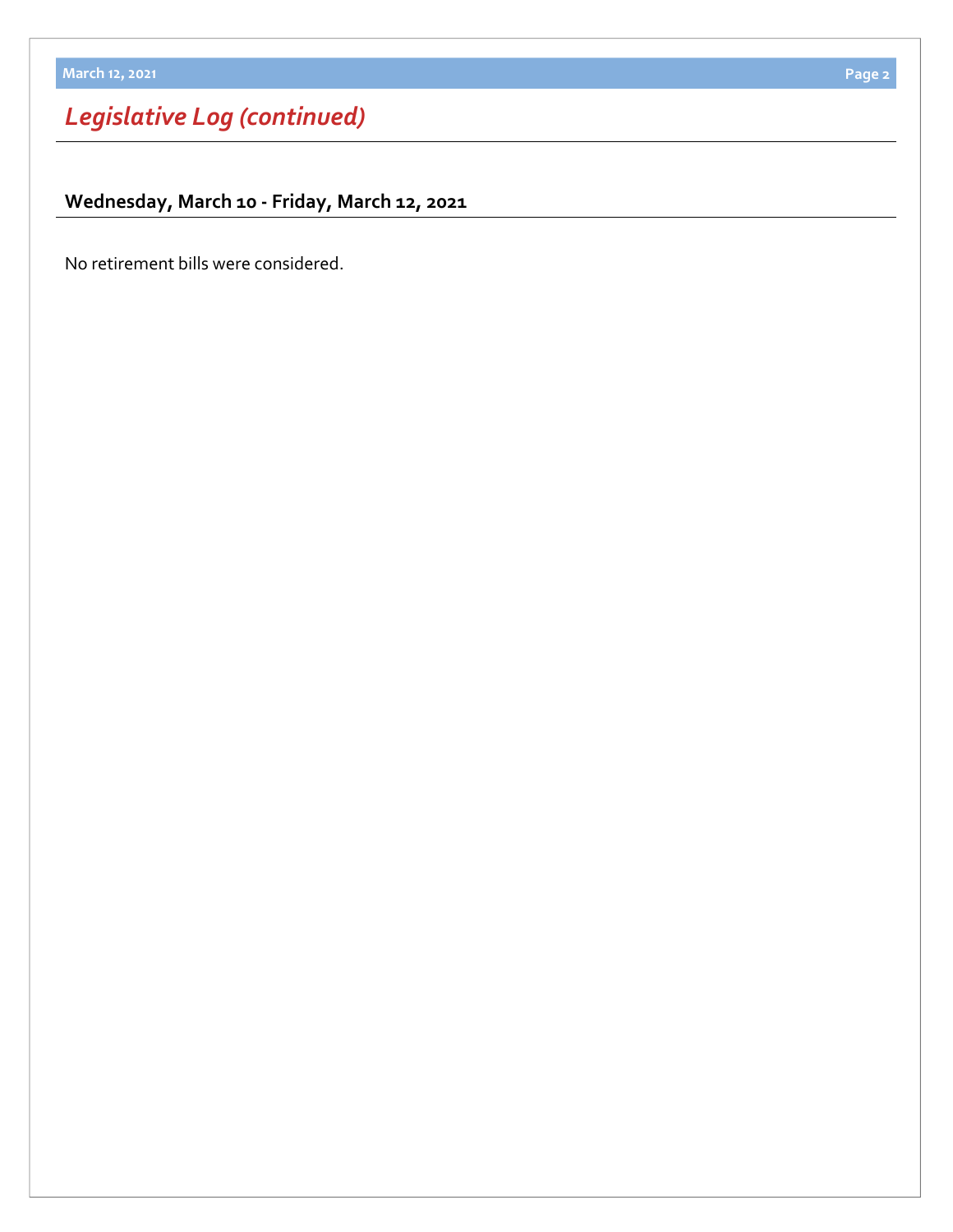## Legislative Log (continued)

### Wednesday, March 10 - Friday, March 12, 2021

No retirement bills were considered.